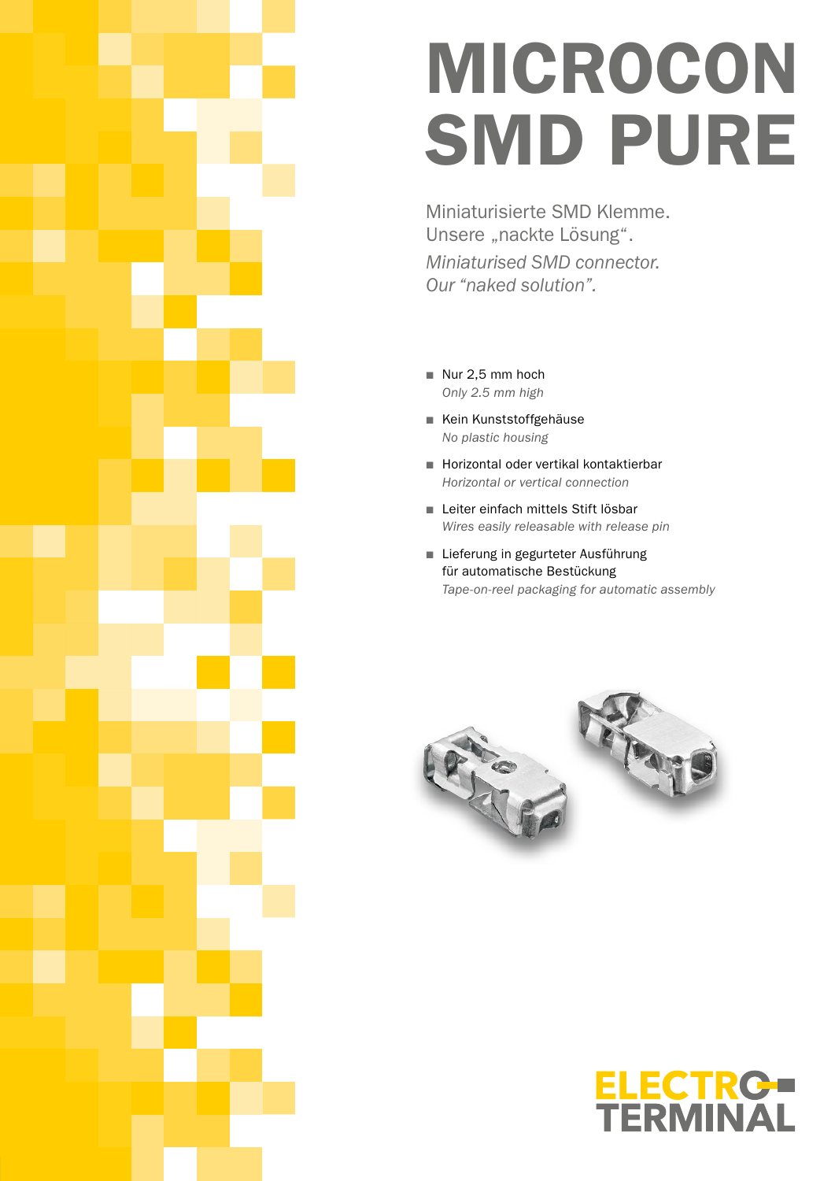# MICROCON SMD PURE

Miniaturisierte SMD Klemme.
Unsere „nackte Lösung".

*Miniaturised SMD connector.*
*Our "naked solution".*

- Nur 2,5 mm hoch
  *Only 2.5 mm high*
- Kein Kunststoffgehäuse
  *No plastic housing*
- Horizontal oder vertikal kontaktierbar
  *Horizontal or vertical connection*
- Leiter einfach mittels Stift lösbar
  *Wires easily releasable with release pin*
- Lieferung in gegurteter Ausführung für automatische Bestückung
  *Tape-on-reel packaging for automatic assembly*

ELECTRO-TERMINAL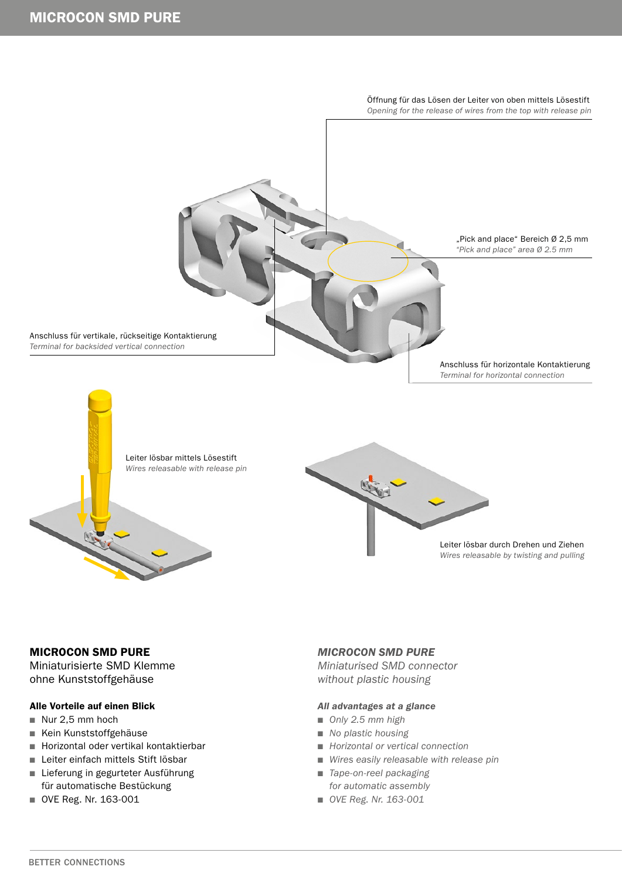# MICROCON SMD PURE

Öffnung für das Lösen der Leiter von oben mittels Lösestift
*Opening for the release of wires from the top with release pin*

„Pick and place" Bereich Ø 2,5 mm
*"Pick and place" area Ø 2.5 mm*

Anschluss für vertikale, rückseitige Kontaktierung
*Terminal for backsided vertical connection*

Anschluss für horizontale Kontaktierung
*Terminal for horizontal connection*

Leiter lösbar mittels Lösestift
*Wires releasable with release pin*

Leiter lösbar durch Drehen und Ziehen
*Wires releasable by twisting and pulling*

## MICROCON SMD PURE

Miniaturisierte SMD Klemme
ohne Kunststoffgehäuse

### Alle Vorteile auf einen Blick

- Nur 2,5 mm hoch
- Kein Kunststoffgehäuse
- Horizontal oder vertikal kontaktierbar
- Leiter einfach mittels Stift lösbar
- Lieferung in gegurteter Ausführung für automatische Bestückung
- OVE Reg. Nr. 163-001

## *MICROCON SMD PURE*

*Miniaturised SMD connector*
*without plastic housing*

### *All advantages at a glance*

- *Only 2.5 mm high*
- *No plastic housing*
- *Horizontal or vertical connection*
- *Wires easily releasable with release pin*
- *Tape-on-reel packaging for automatic assembly*
- *OVE Reg. Nr. 163-001*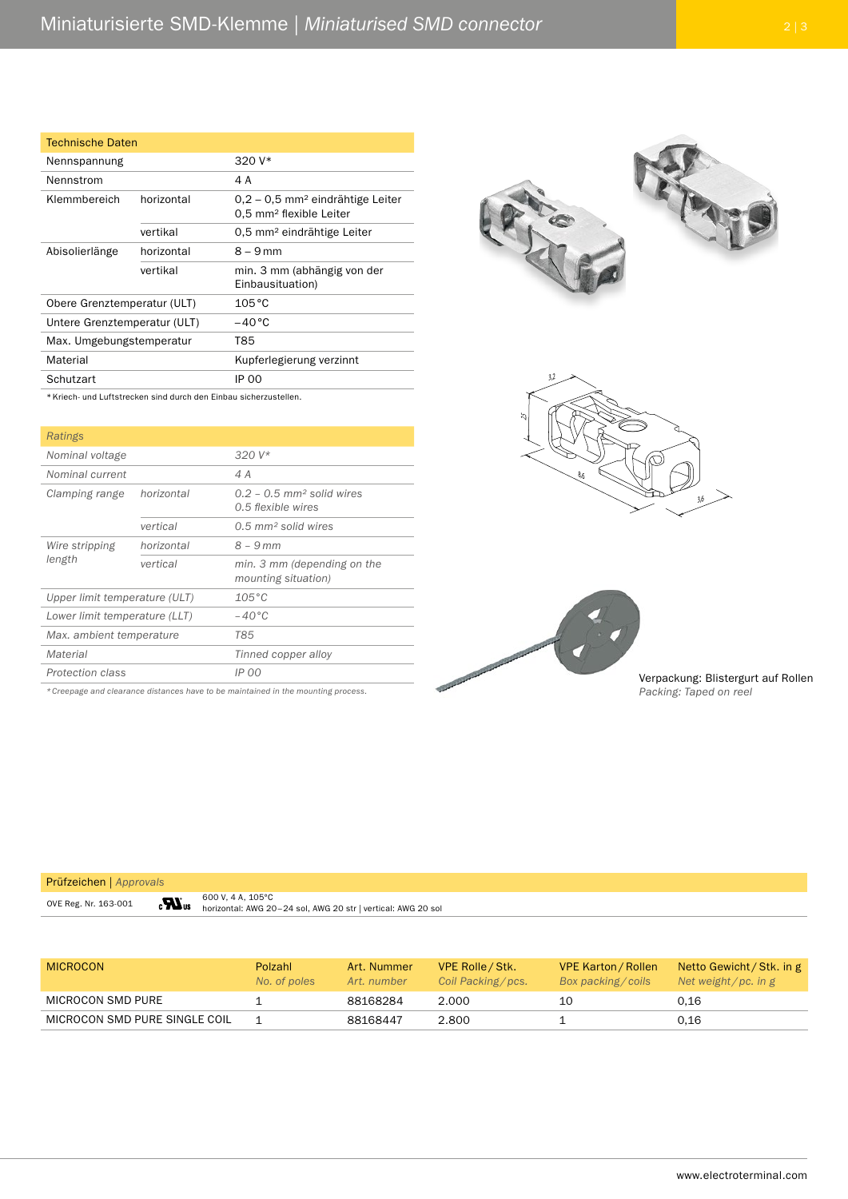# Miniaturisierte SMD-Klemme | *Miniaturised SMD connector*

| Technische Daten | | |
|---|---|---|
| Nennspannung | | 320 V* |
| Nennstrom | | 4 A |
| Klemmbereich | horizontal | 0,2 – 0,5 mm² eindrähtige Leiter<br>0,5 mm² flexible Leiter |
| | vertikal | 0,5 mm² eindrähtige Leiter |
| Abisolierlänge | horizontal | 8 – 9 mm |
| | vertikal | min. 3 mm (abhängig von der Einbausituation) |
| Obere Grenztemperatur (ULT) | | 105 °C |
| Untere Grenztemperatur (ULT) | | −40 °C |
| Max. Umgebungstemperatur | | T85 |
| Material | | Kupferlegierung verzinnt |
| Schutzart | | IP 00 |

* Kriech- und Luftstrecken sind durch den Einbau sicherzustellen.

| *Ratings* | | |
|---|---|---|
| *Nominal voltage* | | *320 V** |
| *Nominal current* | | *4 A* |
| *Clamping range* | *horizontal* | *0.2 – 0.5 mm² solid wires*<br>*0.5 flexible wires* |
| | *vertical* | *0.5 mm² solid wires* |
| *Wire stripping length* | *horizontal* | *8 – 9 mm* |
| | *vertical* | *min. 3 mm (depending on the mounting situation)* |
| *Upper limit temperature (ULT)* | | *105 °C* |
| *Lower limit temperature (LLT)* | | *−40 °C* |
| *Max. ambient temperature* | | *T85* |
| *Material* | | *Tinned copper alloy* |
| *Protection class* | | *IP 00* |

*\* Creepage and clearance distances have to be maintained in the mounting process.*

3,2 · 2,5 · 8,6 · 3,6

Verpackung: Blistergurt auf Rollen
*Packing: Taped on reel*

| Prüfzeichen \| *Approvals* | | |
|---|---|---|
| OVE Reg. Nr. 163-001 | cURus | 600 V, 4 A, 105°C<br>horizontal: AWG 20−24 sol, AWG 20 str \| vertical: AWG 20 sol |

| MICROCON | Polzahl<br>*No. of poles* | Art. Nummer<br>*Art. number* | VPE Rolle / Stk.<br>*Coil Packing / pcs.* | VPE Karton / Rollen<br>*Box packing / coils* | Netto Gewicht / Stk. in g<br>*Net weight / pc. in g* |
|---|---|---|---|---|---|
| MICROCON SMD PURE | 1 | 88168284 | 2.000 | 10 | 0,16 |
| MICROCON SMD PURE SINGLE COIL | 1 | 88168447 | 2.800 | 1 | 0,16 |

www.electroterminal.com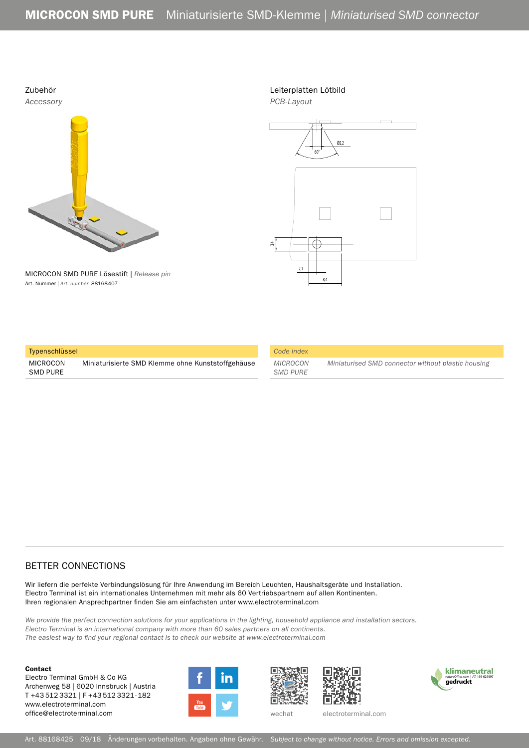## Zubehör
*Accessory*

MICROCON SMD PURE Lösestift | *Release pin*
Art. Nummer | *Art. number* 88168407

## Leiterplatten Lötbild
*PCB-Layout*

Ø2,2
60°
3,4
2,1
8,4

| Typenschlüssel | |
|---|---|
| MICROCON SMD PURE | Miniaturisierte SMD Klemme ohne Kunststoffgehäuse |

| *Code index* | |
|---|---|
| *MICROCON SMD PURE* | *Miniaturised SMD connector without plastic housing* |

## BETTER CONNECTIONS

Wir liefern die perfekte Verbindungslösung für Ihre Anwendung im Bereich Leuchten, Haushaltsgeräte und Installation.
Electro Terminal ist ein internationales Unternehmen mit mehr als 60 Vertriebspartnern auf allen Kontinenten.
Ihren regionalen Ansprechpartner finden Sie am einfachsten unter www.electroterminal.com

*We provide the perfect connection solutions for your applications in the lighting, household appliance and installation sectors.*
*Electro Terminal is an international company with more than 60 sales partners on all continents.*
*The easiest way to find your regional contact is to check our website at www.electroterminal.com*

**Contact**
Electro Terminal GmbH & Co KG
Archenweg 58 | 6020 Innsbruck | Austria
T +43 512 3321 | F +43 512 3321-182
www.electroterminal.com
office@electroterminal.com

wechat
electroterminal.com

klimaneutral gedruckt

Art. 88168425 09/18 Änderungen vorbehalten. Angaben ohne Gewähr. *Subject to change without notice. Errors and omission excepted.*